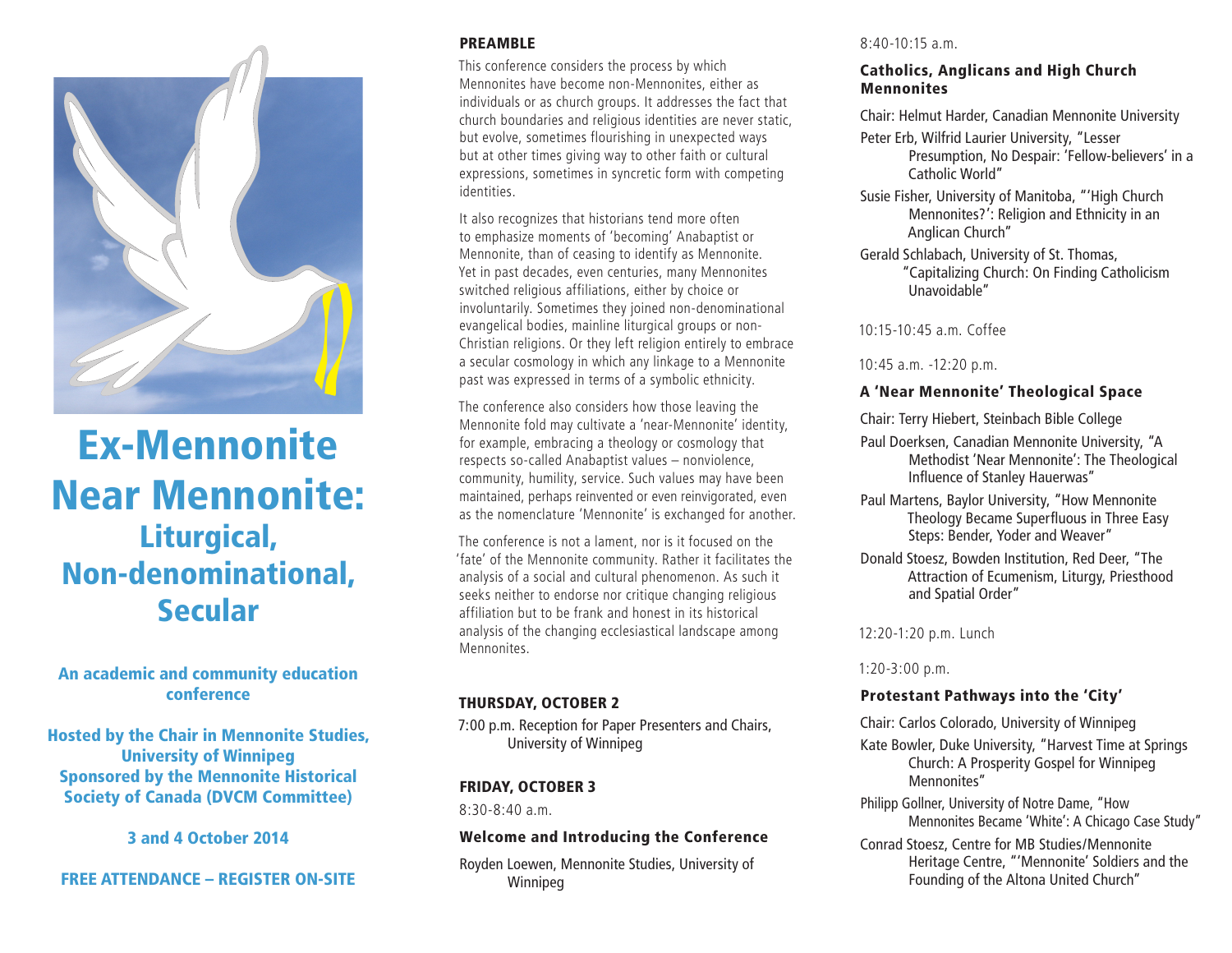# Ex-Mennonite Near Mennonite:

## Liturgical, Non-denominational, Secular

**An academic and community education conference**

**Hosted by the Chair in Mennonite Studies, University of Winnipeg**
**Sponsored by the Mennonite Historical Society of Canada (DVCM Committee)**

**3 and 4 October 2014**

**FREE ATTENDANCE – REGISTER ON-SITE**

## PREAMBLE

This conference considers the process by which Mennonites have become non-Mennonites, either as individuals or as church groups. It addresses the fact that church boundaries and religious identities are never static, but evolve, sometimes flourishing in unexpected ways but at other times giving way to other faith or cultural expressions, sometimes in syncretic form with competing identities.

It also recognizes that historians tend more often to emphasize moments of 'becoming' Anabaptist or Mennonite, than of ceasing to identify as Mennonite. Yet in past decades, even centuries, many Mennonites switched religious affiliations, either by choice or involuntarily. Sometimes they joined non-denominational evangelical bodies, mainline liturgical groups or non-Christian religions. Or they left religion entirely to embrace a secular cosmology in which any linkage to a Mennonite past was expressed in terms of a symbolic ethnicity.

The conference also considers how those leaving the Mennonite fold may cultivate a 'near-Mennonite' identity, for example, embracing a theology or cosmology that respects so-called Anabaptist values – nonviolence, community, humility, service. Such values may have been maintained, perhaps reinvented or even reinvigorated, even as the nomenclature 'Mennonite' is exchanged for another.

The conference is not a lament, nor is it focused on the 'fate' of the Mennonite community. Rather it facilitates the analysis of a social and cultural phenomenon. As such it seeks neither to endorse nor critique changing religious affiliation but to be frank and honest in its historical analysis of the changing ecclesiastical landscape among Mennonites.

## THURSDAY, OCTOBER 2

7:00 p.m. Reception for Paper Presenters and Chairs, University of Winnipeg

## FRIDAY, OCTOBER 3

8:30-8:40 a.m.

### Welcome and Introducing the Conference

Royden Loewen, Mennonite Studies, University of Winnipeg

8:40-10:15 a.m.

### Catholics, Anglicans and High Church Mennonites

Chair: Helmut Harder, Canadian Mennonite University

Peter Erb, Wilfrid Laurier University, "Lesser Presumption, No Despair: 'Fellow-believers' in a Catholic World"

Susie Fisher, University of Manitoba, "'High Church Mennonites?': Religion and Ethnicity in an Anglican Church"

Gerald Schlabach, University of St. Thomas, "Capitalizing Church: On Finding Catholicism Unavoidable"

10:15-10:45 a.m. Coffee

10:45 a.m. -12:20 p.m.

### A 'Near Mennonite' Theological Space

Chair: Terry Hiebert, Steinbach Bible College

Paul Doerksen, Canadian Mennonite University, "A Methodist 'Near Mennonite': The Theological Influence of Stanley Hauerwas"

Paul Martens, Baylor University, "How Mennonite Theology Became Superfluous in Three Easy Steps: Bender, Yoder and Weaver"

Donald Stoesz, Bowden Institution, Red Deer, "The Attraction of Ecumenism, Liturgy, Priesthood and Spatial Order"

12:20-1:20 p.m. Lunch

1:20-3:00 p.m.

### Protestant Pathways into the 'City'

Chair: Carlos Colorado, University of Winnipeg

Kate Bowler, Duke University, "Harvest Time at Springs Church: A Prosperity Gospel for Winnipeg Mennonites"

Philipp Gollner, University of Notre Dame, "How Mennonites Became 'White': A Chicago Case Study"

Conrad Stoesz, Centre for MB Studies/Mennonite Heritage Centre, "'Mennonite' Soldiers and the Founding of the Altona United Church"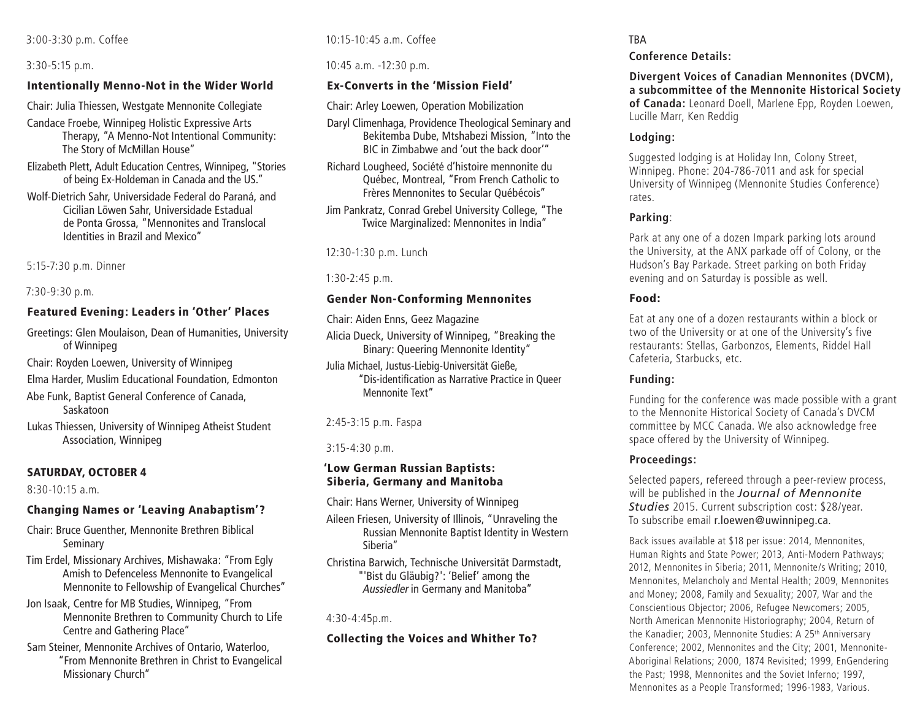3:00-3:30 p.m. Coffee

3:30-5:15 p.m.

### Intentionally Menno-Not in the Wider World

Chair: Julia Thiessen, Westgate Mennonite Collegiate

Candace Froebe, Winnipeg Holistic Expressive Arts Therapy, "A Menno-Not Intentional Community: The Story of McMillan House"

Elizabeth Plett, Adult Education Centres, Winnipeg, "Stories of being Ex-Holdeman in Canada and the US."

Wolf-Dietrich Sahr, Universidade Federal do Paraná, and Cicilian Löwen Sahr, Universidade Estadual de Ponta Grossa, "Mennonites and Translocal Identities in Brazil and Mexico"

5:15-7:30 p.m. Dinner

7:30-9:30 p.m.

### Featured Evening: Leaders in 'Other' Places

Greetings: Glen Moulaison, Dean of Humanities, University of Winnipeg

Chair: Royden Loewen, University of Winnipeg

Elma Harder, Muslim Educational Foundation, Edmonton

Abe Funk, Baptist General Conference of Canada, Saskatoon

Lukas Thiessen, University of Winnipeg Atheist Student Association, Winnipeg

## SATURDAY, OCTOBER 4

8:30-10:15 a.m.

### Changing Names or 'Leaving Anabaptism'?

Chair: Bruce Guenther, Mennonite Brethren Biblical Seminary

Tim Erdel, Missionary Archives, Mishawaka: "From Egly Amish to Defenceless Mennonite to Evangelical Mennonite to Fellowship of Evangelical Churches"

Jon Isaak, Centre for MB Studies, Winnipeg, "From Mennonite Brethren to Community Church to Life Centre and Gathering Place"

Sam Steiner, Mennonite Archives of Ontario, Waterloo, "From Mennonite Brethren in Christ to Evangelical Missionary Church"

10:15-10:45 a.m. Coffee

10:45 a.m. -12:30 p.m.

### Ex-Converts in the 'Mission Field'

Chair: Arley Loewen, Operation Mobilization

Daryl Climenhaga, Providence Theological Seminary and Bekitemba Dube, Mtshabezi Mission, "Into the BIC in Zimbabwe and 'out the back door'"

Richard Lougheed, Société d'histoire mennonite du Québec, Montreal, "From French Catholic to Frères Mennonites to Secular Québécois"

Jim Pankratz, Conrad Grebel University College, "The Twice Marginalized: Mennonites in India"

12:30-1:30 p.m. Lunch

1:30-2:45 p.m.

### Gender Non-Conforming Mennonites

Chair: Aiden Enns, Geez Magazine

Alicia Dueck, University of Winnipeg, "Breaking the Binary: Queering Mennonite Identity"

Julia Michael, Justus-Liebig-Universität Gieße, "Dis-identification as Narrative Practice in Queer Mennonite Text"

2:45-3:15 p.m. Faspa

3:15-4:30 p.m.

### 'Low German Russian Baptists: Siberia, Germany and Manitoba

Chair: Hans Werner, University of Winnipeg

Aileen Friesen, University of Illinois, "Unraveling the Russian Mennonite Baptist Identity in Western Siberia"

Christina Barwich, Technische Universität Darmstadt, "'Bist du Gläubig?': 'Belief' among the *Aussiedler* in Germany and Manitoba"

4:30-4:45p.m.

### Collecting the Voices and Whither To?

TBA

**Conference Details:**

**Divergent Voices of Canadian Mennonites (DVCM), a subcommittee of the Mennonite Historical Society of Canada:** Leonard Doell, Marlene Epp, Royden Loewen, Lucille Marr, Ken Reddig

**Lodging:**

Suggested lodging is at Holiday Inn, Colony Street, Winnipeg. Phone: 204-786-7011 and ask for special University of Winnipeg (Mennonite Studies Conference) rates.

**Parking**:

Park at any one of a dozen Impark parking lots around the University, at the ANX parkade off of Colony, or the Hudson's Bay Parkade. Street parking on both Friday evening and on Saturday is possible as well.

**Food:**

Eat at any one of a dozen restaurants within a block or two of the University or at one of the University's five restaurants: Stellas, Garbonzos, Elements, Riddel Hall Cafeteria, Starbucks, etc.

**Funding:**

Funding for the conference was made possible with a grant to the Mennonite Historical Society of Canada's DVCM committee by MCC Canada. We also acknowledge free space offered by the University of Winnipeg.

**Proceedings:**

Selected papers, refereed through a peer-review process, will be published in the *Journal of Mennonite Studies* 2015. Current subscription cost: $28/year. To subscribe email r.loewen@uwinnipeg.ca.

Back issues available at $18 per issue: 2014, Mennonites, Human Rights and State Power; 2013, Anti-Modern Pathways; 2012, Mennonites in Siberia; 2011, Mennonite/s Writing; 2010, Mennonites, Melancholy and Mental Health; 2009, Mennonites and Money; 2008, Family and Sexuality; 2007, War and the Conscientious Objector; 2006, Refugee Newcomers; 2005, North American Mennonite Historiography; 2004, Return of the Kanadier; 2003, Mennonite Studies: A 25th Anniversary Conference; 2002, Mennonites and the City; 2001, Mennonite-Aboriginal Relations; 2000, 1874 Revisited; 1999, EnGendering the Past; 1998, Mennonites and the Soviet Inferno; 1997, Mennonites as a People Transformed; 1996-1983, Various.